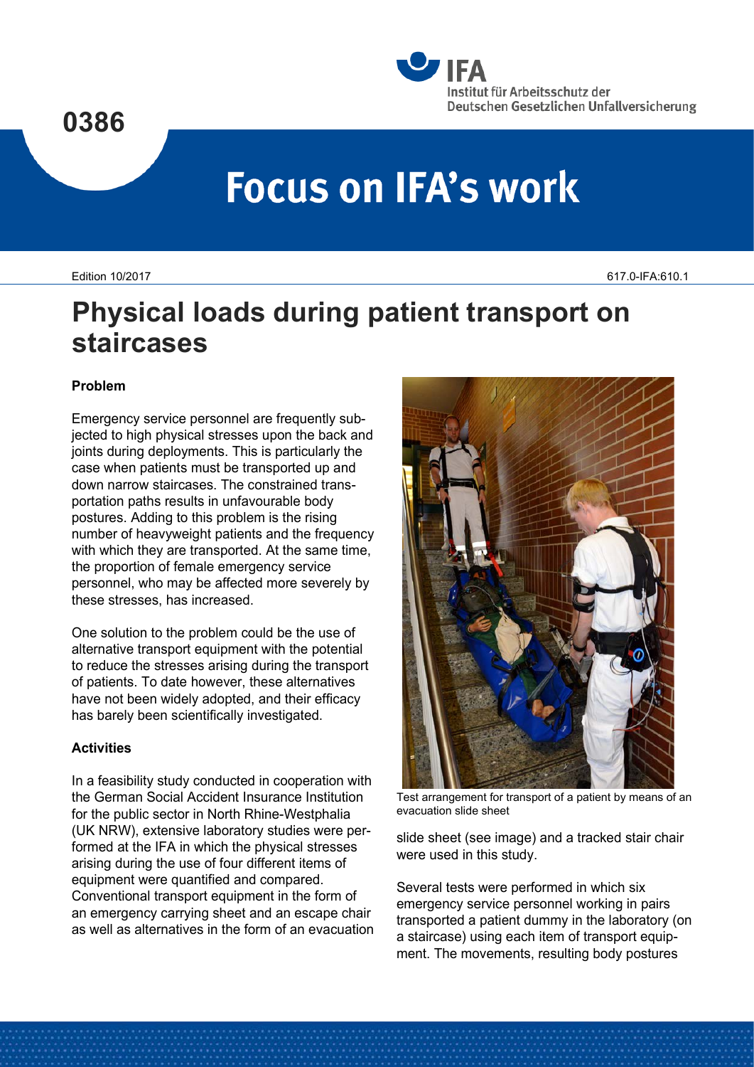0386

# Focus on IFA's work

Edition 10/2017 617.0-IFA:610.1

# Physical loads during patient transport on staircases

### Problem

Emergency service personnel are frequently subjected to high physical stresses upon the back and joints during deployments. This is particularly the case when patients must be transported up and down narrow staircases. The constrained transportation paths results in unfavourable body postures. Adding to this problem is the rising number of heavyweight patients and the frequency with which they are transported. At the same time, the proportion of female emergency service personnel, who may be affected more severely by these stresses, has increased.

One solution to the problem could be the use of alternative transport equipment with the potential to reduce the stresses arising during the transport of patients. To date however, these alternatives have not been widely adopted, and their efficacy has barely been scientifically investigated.

### Activities

In a feasibility study conducted in cooperation with the German Social Accident Insurance Institution for the public sector in North Rhine-Westphalia (UK NRW), extensive laboratory studies were performed at the IFA in which the physical stresses arising during the use of four different items of equipment were quantified and compared. Conventional transport equipment in the form of an emergency carrying sheet and an escape chair as well as alternatives in the form of an evacuation slide sheet (see image) and a tracked stair chair were used in this study.

Test arrangement for transport of a patient by means of an evacuation slide sheet

Several tests were performed in which six emergency service personnel working in pairs transported a patient dummy in the laboratory (on a staircase) using each item of transport equipment. The movements, resulting body postures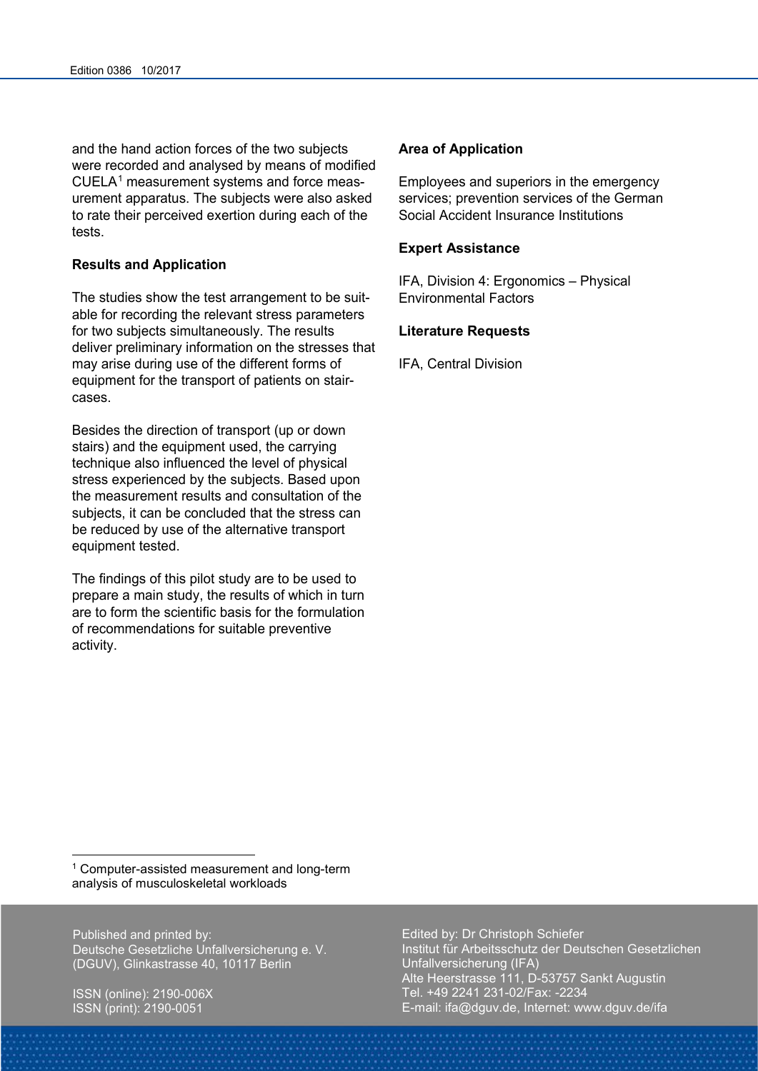and the hand action forces of the two subjects were recorded and analysed by means of modified CUELA[1] measurement systems and force measurement apparatus. The subjects were also asked to rate their perceived exertion during each of the tests.

## Results and Application

The studies show the test arrangement to be suitable for recording the relevant stress parameters for two subjects simultaneously. The results deliver preliminary information on the stresses that may arise during use of the different forms of equipment for the transport of patients on staircases.

Besides the direction of transport (up or down stairs) and the equipment used, the carrying technique also influenced the level of physical stress experienced by the subjects. Based upon the measurement results and consultation of the subjects, it can be concluded that the stress can be reduced by use of the alternative transport equipment tested.

The findings of this pilot study are to be used to prepare a main study, the results of which in turn are to form the scientific basis for the formulation of recommendations for suitable preventive activity.

## Area of Application

Employees and superiors in the emergency services; prevention services of the German Social Accident Insurance Institutions

## Expert Assistance

IFA, Division 4: Ergonomics – Physical Environmental Factors

## Literature Requests

IFA, Central Division

[1] Computer-assisted measurement and long-term analysis of musculoskeletal workloads

Published and printed by:
Deutsche Gesetzliche Unfallversicherung e. V. (DGUV), Glinkastrasse 40, 10117 Berlin

ISSN (online): 2190-006X
ISSN (print): 2190-0051

Edited by: Dr Christoph Schiefer
Institut für Arbeitsschutz der Deutschen Gesetzlichen Unfallversicherung (IFA)
Alte Heerstrasse 111, D-53757 Sankt Augustin
Tel. +49 2241 231-02/Fax: -2234
E-mail: ifa@dguv.de, Internet: www.dguv.de/ifa